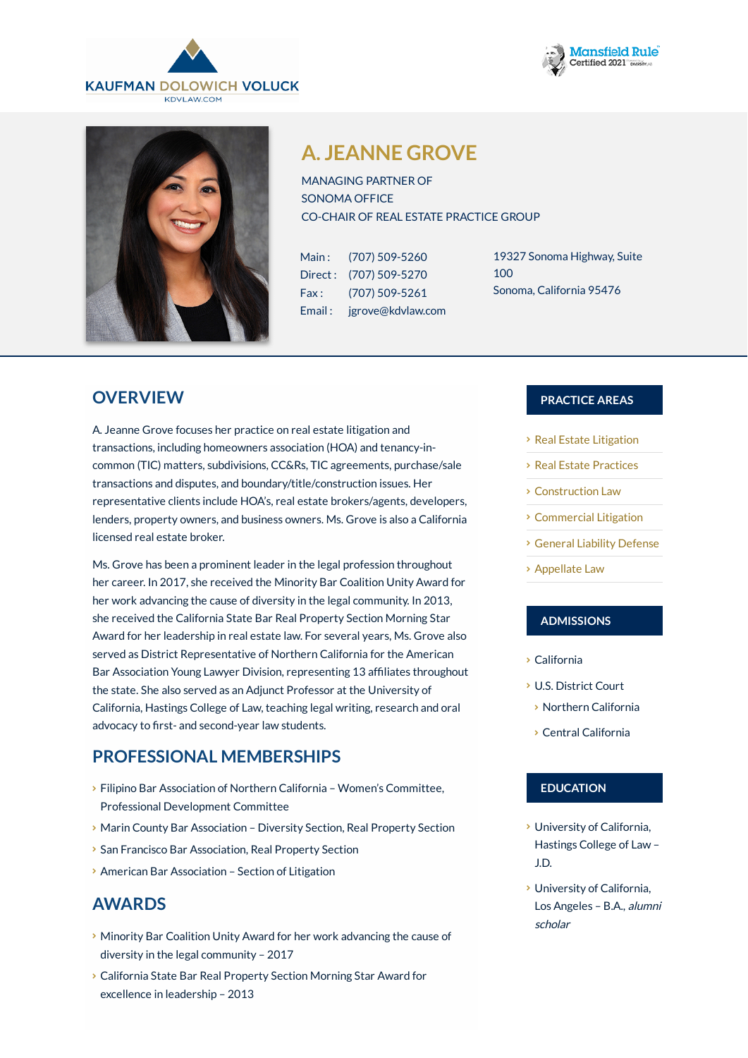KAUFMAN DOLOWICH VOLUCK
KDVLAW.COM

Mansfield Rule Certified 2021

# A. JEANNE GROVE

MANAGING PARTNER OF
SONOMA OFFICE
CO-CHAIR OF REAL ESTATE PRACTICE GROUP

Main : (707) 509-5260
Direct : (707) 509-5270
Fax : (707) 509-5261
Email : jgrove@kdvlaw.com

19327 Sonoma Highway, Suite 100
Sonoma, California 95476

## OVERVIEW

A. Jeanne Grove focuses her practice on real estate litigation and transactions, including homeowners association (HOA) and tenancy-in-common (TIC) matters, subdivisions, CC&Rs, TIC agreements, purchase/sale transactions and disputes, and boundary/title/construction issues. Her representative clients include HOA's, real estate brokers/agents, developers, lenders, property owners, and business owners. Ms. Grove is also a California licensed real estate broker.

Ms. Grove has been a prominent leader in the legal profession throughout her career. In 2017, she received the Minority Bar Coalition Unity Award for her work advancing the cause of diversity in the legal community. In 2013, she received the California State Bar Real Property Section Morning Star Award for her leadership in real estate law. For several years, Ms. Grove also served as District Representative of Northern California for the American Bar Association Young Lawyer Division, representing 13 affiliates throughout the state. She also served as an Adjunct Professor at the University of California, Hastings College of Law, teaching legal writing, research and oral advocacy to first- and second-year law students.

## PROFESSIONAL MEMBERSHIPS

- Filipino Bar Association of Northern California – Women's Committee, Professional Development Committee
- Marin County Bar Association – Diversity Section, Real Property Section
- San Francisco Bar Association, Real Property Section
- American Bar Association – Section of Litigation

## AWARDS

- Minority Bar Coalition Unity Award for her work advancing the cause of diversity in the legal community – 2017
- California State Bar Real Property Section Morning Star Award for excellence in leadership – 2013

## PRACTICE AREAS

- Real Estate Litigation
- Real Estate Practices
- Construction Law
- Commercial Litigation
- General Liability Defense
- Appellate Law

## ADMISSIONS

- California
- U.S. District Court
  - Northern California
  - Central California

## EDUCATION

- University of California, Hastings College of Law – J.D.
- University of California, Los Angeles – B.A., *alumni scholar*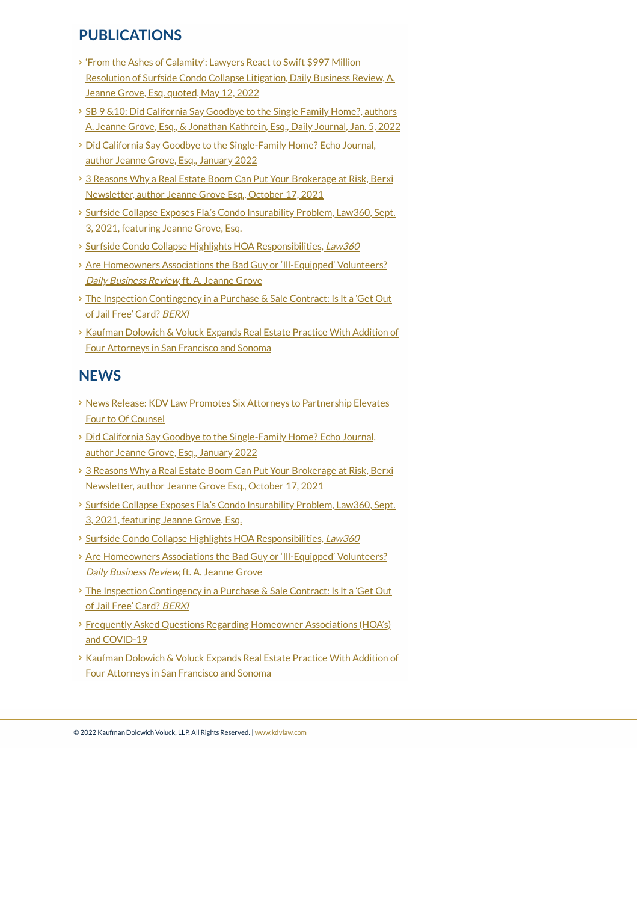## PUBLICATIONS

- 'From the Ashes of Calamity': Lawyers React to Swift $997 Million Resolution of Surfside Condo Collapse Litigation, Daily Business Review, A. Jeanne Grove, Esq. quoted, May 12, 2022
- SB 9 &10: Did California Say Goodbye to the Single Family Home?, authors A. Jeanne Grove, Esq., & Jonathan Kathrein, Esq., Daily Journal, Jan. 5, 2022
- Did California Say Goodbye to the Single-Family Home? Echo Journal, author Jeanne Grove, Esq., January 2022
- 3 Reasons Why a Real Estate Boom Can Put Your Brokerage at Risk, Berxi Newsletter, author Jeanne Grove Esq., October 17, 2021
- Surfside Collapse Exposes Fla.'s Condo Insurability Problem, Law360, Sept. 3, 2021, featuring Jeanne Grove, Esq.
- Surfside Condo Collapse Highlights HOA Responsibilities, *Law360*
- Are Homeowners Associations the Bad Guy or 'Ill-Equipped' Volunteers? *Daily Business Review*, ft. A. Jeanne Grove
- The Inspection Contingency in a Purchase & Sale Contract: Is It a 'Get Out of Jail Free' Card? *BERXI*
- Kaufman Dolowich & Voluck Expands Real Estate Practice With Addition of Four Attorneys in San Francisco and Sonoma

## NEWS

- News Release: KDV Law Promotes Six Attorneys to Partnership Elevates Four to Of Counsel
- Did California Say Goodbye to the Single-Family Home? Echo Journal, author Jeanne Grove, Esq., January 2022
- 3 Reasons Why a Real Estate Boom Can Put Your Brokerage at Risk, Berxi Newsletter, author Jeanne Grove Esq., October 17, 2021
- Surfside Collapse Exposes Fla.'s Condo Insurability Problem, Law360, Sept. 3, 2021, featuring Jeanne Grove, Esq.
- Surfside Condo Collapse Highlights HOA Responsibilities, *Law360*
- Are Homeowners Associations the Bad Guy or 'Ill-Equipped' Volunteers? *Daily Business Review*, ft. A. Jeanne Grove
- The Inspection Contingency in a Purchase & Sale Contract: Is It a 'Get Out of Jail Free' Card? *BERXI*
- Frequently Asked Questions Regarding Homeowner Associations (HOA's) and COVID-19
- Kaufman Dolowich & Voluck Expands Real Estate Practice With Addition of Four Attorneys in San Francisco and Sonoma

© 2022 Kaufman Dolowich Voluck, LLP. All Rights Reserved. | www.kdvlaw.com